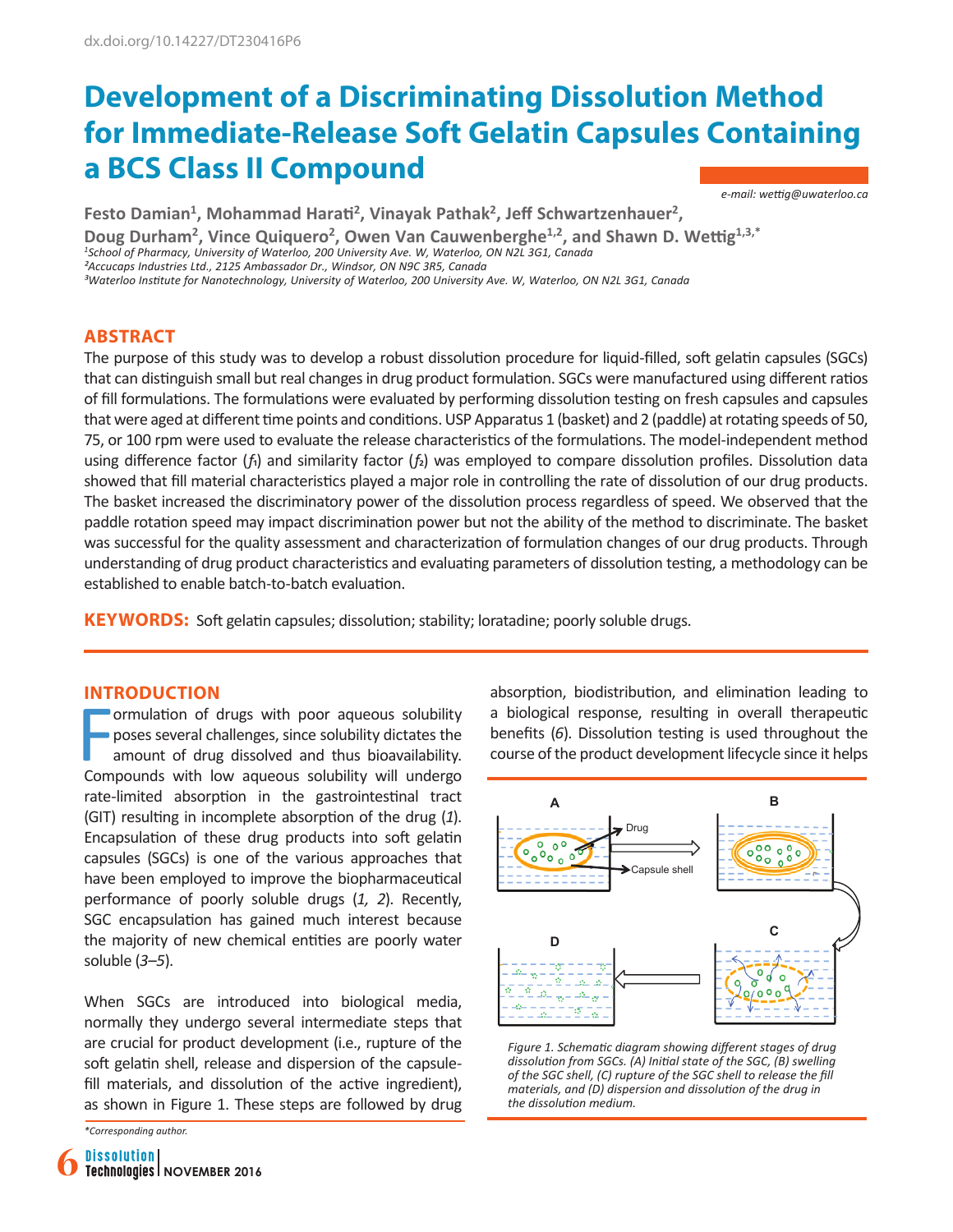dx.doi.org/10.14227/DT230416P6

# Development of a Discriminating Dissolution Method for Immediate-Release Soft Gelatin Capsules Containing a BCS Class II Compound

*e-mail: wettig@uwaterloo.ca*

**Festo Damian[1], Mohammad Harati[2], Vinayak Pathak[2], Jeff Schwartzenhauer[2], Doug Durham[2], Vince Quiquero[2], Owen Van Cauwenberghe[1,2], and Shawn D. Wettig[1,3,*]**

[1]*School of Pharmacy, University of Waterloo, 200 University Ave. W, Waterloo, ON N2L 3G1, Canada*
[2]*Accucaps Industries Ltd., 2125 Ambassador Dr., Windsor, ON N9C 3R5, Canada*
[3]*Waterloo Institute for Nanotechnology, University of Waterloo, 200 University Ave. W, Waterloo, ON N2L 3G1, Canada*

## ABSTRACT

The purpose of this study was to develop a robust dissolution procedure for liquid-filled, soft gelatin capsules (SGCs) that can distinguish small but real changes in drug product formulation. SGCs were manufactured using different ratios of fill formulations. The formulations were evaluated by performing dissolution testing on fresh capsules and capsules that were aged at different time points and conditions. USP Apparatus 1 (basket) and 2 (paddle) at rotating speeds of 50, 75, or 100 rpm were used to evaluate the release characteristics of the formulations. The model-independent method using difference factor ($f_1$) and similarity factor ($f_2$) was employed to compare dissolution profiles. Dissolution data showed that fill material characteristics played a major role in controlling the rate of dissolution of our drug products. The basket increased the discriminatory power of the dissolution process regardless of speed. We observed that the paddle rotation speed may impact discrimination power but not the ability of the method to discriminate. The basket was successful for the quality assessment and characterization of formulation changes of our drug products. Through understanding of drug product characteristics and evaluating parameters of dissolution testing, a methodology can be established to enable batch-to-batch evaluation.

**KEYWORDS:** Soft gelatin capsules; dissolution; stability; loratadine; poorly soluble drugs.

## INTRODUCTION

Formulation of drugs with poor aqueous solubility poses several challenges, since solubility dictates the amount of drug dissolved and thus bioavailability. Compounds with low aqueous solubility will undergo rate-limited absorption in the gastrointestinal tract (GIT) resulting in incomplete absorption of the drug (*1*). Encapsulation of these drug products into soft gelatin capsules (SGCs) is one of the various approaches that have been employed to improve the biopharmaceutical performance of poorly soluble drugs (*1, 2*). Recently, SGC encapsulation has gained much interest because the majority of new chemical entities are poorly water soluble (*3–5*).

When SGCs are introduced into biological media, normally they undergo several intermediate steps that are crucial for product development (i.e., rupture of the soft gelatin shell, release and dispersion of the capsule-fill materials, and dissolution of the active ingredient), as shown in Figure 1. These steps are followed by drug absorption, biodistribution, and elimination leading to a biological response, resulting in overall therapeutic benefits (*6*). Dissolution testing is used throughout the course of the product development lifecycle since it helps

*Figure 1. Schematic diagram showing different stages of drug dissolution from SGCs. (A) Initial state of the SGC, (B) swelling of the SGC shell, (C) rupture of the SGC shell to release the fill materials, and (D) dispersion and dissolution of the drug in the dissolution medium.*

*Corresponding author.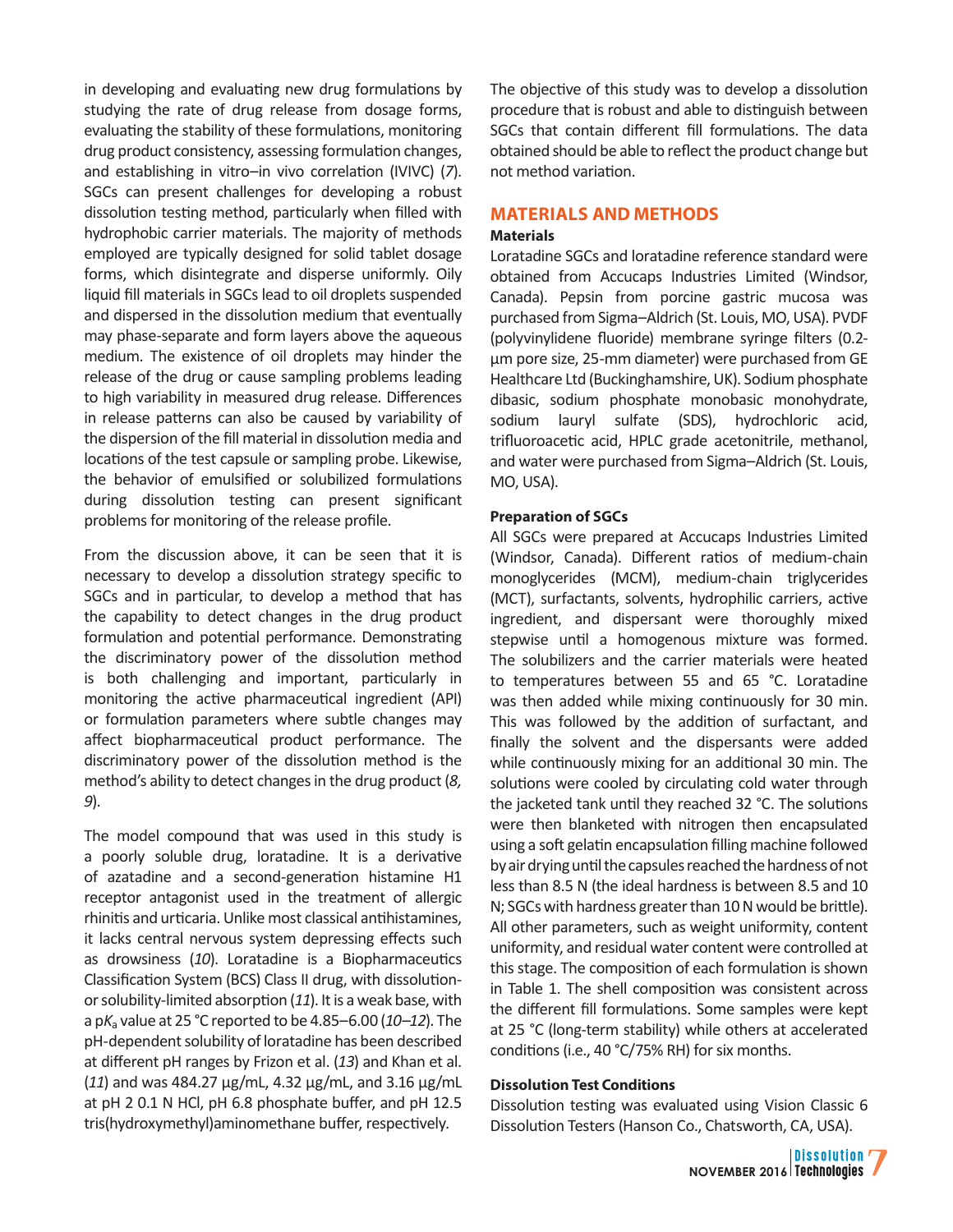in developing and evaluating new drug formulations by studying the rate of drug release from dosage forms, evaluating the stability of these formulations, monitoring drug product consistency, assessing formulation changes, and establishing in vitro–in vivo correlation (IVIVC) (*7*). SGCs can present challenges for developing a robust dissolution testing method, particularly when filled with hydrophobic carrier materials. The majority of methods employed are typically designed for solid tablet dosage forms, which disintegrate and disperse uniformly. Oily liquid fill materials in SGCs lead to oil droplets suspended and dispersed in the dissolution medium that eventually may phase-separate and form layers above the aqueous medium. The existence of oil droplets may hinder the release of the drug or cause sampling problems leading to high variability in measured drug release. Differences in release patterns can also be caused by variability of the dispersion of the fill material in dissolution media and locations of the test capsule or sampling probe. Likewise, the behavior of emulsified or solubilized formulations during dissolution testing can present significant problems for monitoring of the release profile.

From the discussion above, it can be seen that it is necessary to develop a dissolution strategy specific to SGCs and in particular, to develop a method that has the capability to detect changes in the drug product formulation and potential performance. Demonstrating the discriminatory power of the dissolution method is both challenging and important, particularly in monitoring the active pharmaceutical ingredient (API) or formulation parameters where subtle changes may affect biopharmaceutical product performance. The discriminatory power of the dissolution method is the method's ability to detect changes in the drug product (*8, 9*).

The model compound that was used in this study is a poorly soluble drug, loratadine. It is a derivative of azatadine and a second-generation histamine H1 receptor antagonist used in the treatment of allergic rhinitis and urticaria. Unlike most classical antihistamines, it lacks central nervous system depressing effects such as drowsiness (*10*). Loratadine is a Biopharmaceutics Classification System (BCS) Class II drug, with dissolution- or solubility-limited absorption (*11*). It is a weak base, with a p$K_a$ value at 25 °C reported to be 4.85–6.00 (*10–12*). The pH-dependent solubility of loratadine has been described at different pH ranges by Frizon et al. (*13*) and Khan et al. (*11*) and was 484.27 µg/mL, 4.32 µg/mL, and 3.16 µg/mL at pH 2 0.1 N HCl, pH 6.8 phosphate buffer, and pH 12.5 tris(hydroxymethyl)aminomethane buffer, respectively.

The objective of this study was to develop a dissolution procedure that is robust and able to distinguish between SGCs that contain different fill formulations. The data obtained should be able to reflect the product change but not method variation.

## MATERIALS AND METHODS

### Materials

Loratadine SGCs and loratadine reference standard were obtained from Accucaps Industries Limited (Windsor, Canada). Pepsin from porcine gastric mucosa was purchased from Sigma–Aldrich (St. Louis, MO, USA). PVDF (polyvinylidene fluoride) membrane syringe filters (0.2-µm pore size, 25-mm diameter) were purchased from GE Healthcare Ltd (Buckinghamshire, UK). Sodium phosphate dibasic, sodium phosphate monobasic monohydrate, sodium lauryl sulfate (SDS), hydrochloric acid, trifluoroacetic acid, HPLC grade acetonitrile, methanol, and water were purchased from Sigma–Aldrich (St. Louis, MO, USA).

### Preparation of SGCs

All SGCs were prepared at Accucaps Industries Limited (Windsor, Canada). Different ratios of medium-chain monoglycerides (MCM), medium-chain triglycerides (MCT), surfactants, solvents, hydrophilic carriers, active ingredient, and dispersant were thoroughly mixed stepwise until a homogenous mixture was formed. The solubilizers and the carrier materials were heated to temperatures between 55 and 65 °C. Loratadine was then added while mixing continuously for 30 min. This was followed by the addition of surfactant, and finally the solvent and the dispersants were added while continuously mixing for an additional 30 min. The solutions were cooled by circulating cold water through the jacketed tank until they reached 32 °C. The solutions were then blanketed with nitrogen then encapsulated using a soft gelatin encapsulation filling machine followed by air drying until the capsules reached the hardness of not less than 8.5 N (the ideal hardness is between 8.5 and 10 N; SGCs with hardness greater than 10 N would be brittle). All other parameters, such as weight uniformity, content uniformity, and residual water content were controlled at this stage. The composition of each formulation is shown in Table 1. The shell composition was consistent across the different fill formulations. Some samples were kept at 25 °C (long-term stability) while others at accelerated conditions (i.e., 40 °C/75% RH) for six months.

### Dissolution Test Conditions

Dissolution testing was evaluated using Vision Classic 6 Dissolution Testers (Hanson Co., Chatsworth, CA, USA).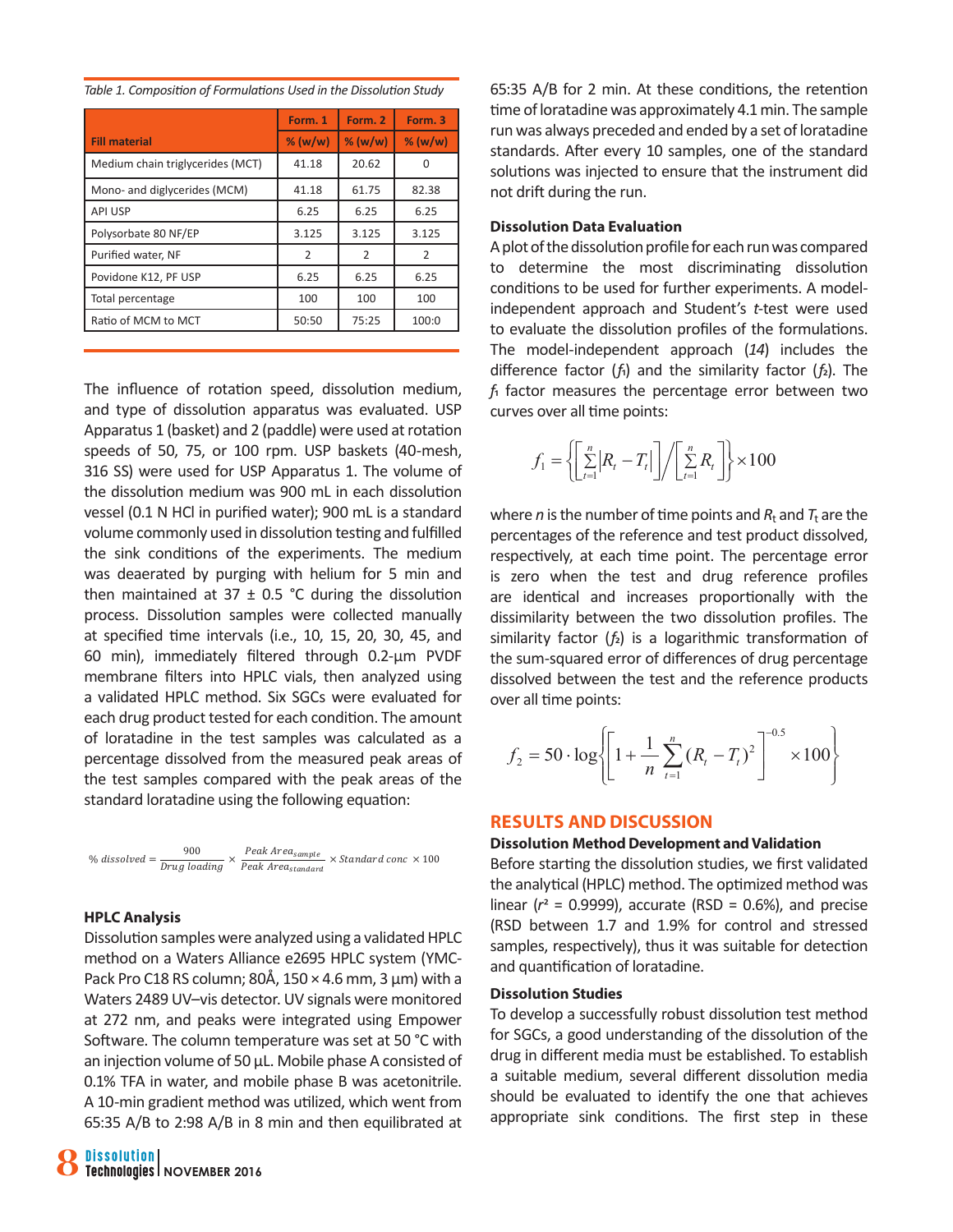*Table 1. Composition of Formulations Used in the Dissolution Study*

| Fill material | Form. 1 % (w/w) | Form. 2 % (w/w) | Form. 3 % (w/w) |
|---|---|---|---|
| Medium chain triglycerides (MCT) | 41.18 | 20.62 | 0 |
| Mono- and diglycerides (MCM) | 41.18 | 61.75 | 82.38 |
| API USP | 6.25 | 6.25 | 6.25 |
| Polysorbate 80 NF/EP | 3.125 | 3.125 | 3.125 |
| Purified water, NF | 2 | 2 | 2 |
| Povidone K12, PF USP | 6.25 | 6.25 | 6.25 |
| Total percentage | 100 | 100 | 100 |
| Ratio of MCM to MCT | 50:50 | 75:25 | 100:0 |

The influence of rotation speed, dissolution medium, and type of dissolution apparatus was evaluated. USP Apparatus 1 (basket) and 2 (paddle) were used at rotation speeds of 50, 75, or 100 rpm. USP baskets (40-mesh, 316 SS) were used for USP Apparatus 1. The volume of the dissolution medium was 900 mL in each dissolution vessel (0.1 N HCl in purified water); 900 mL is a standard volume commonly used in dissolution testing and fulfilled the sink conditions of the experiments. The medium was deaerated by purging with helium for 5 min and then maintained at 37 ± 0.5 °C during the dissolution process. Dissolution samples were collected manually at specified time intervals (i.e., 10, 15, 20, 30, 45, and 60 min), immediately filtered through 0.2-µm PVDF membrane filters into HPLC vials, then analyzed using a validated HPLC method. Six SGCs were evaluated for each drug product tested for each condition. The amount of loratadine in the test samples was calculated as a percentage dissolved from the measured peak areas of the test samples compared with the peak areas of the standard loratadine using the following equation:

$$\%\ dissolved = \frac{900}{Drug\ loading} \times \frac{Peak\ Area_{sample}}{Peak\ Area_{standard}} \times Standard\ conc \times 100$$

### HPLC Analysis

Dissolution samples were analyzed using a validated HPLC method on a Waters Alliance e2695 HPLC system (YMC-Pack Pro C18 RS column; 80Å, 150 × 4.6 mm, 3 µm) with a Waters 2489 UV–vis detector. UV signals were monitored at 272 nm, and peaks were integrated using Empower Software. The column temperature was set at 50 °C with an injection volume of 50 µL. Mobile phase A consisted of 0.1% TFA in water, and mobile phase B was acetonitrile. A 10-min gradient method was utilized, which went from 65:35 A/B to 2:98 A/B in 8 min and then equilibrated at 65:35 A/B for 2 min. At these conditions, the retention time of loratadine was approximately 4.1 min. The sample run was always preceded and ended by a set of loratadine standards. After every 10 samples, one of the standard solutions was injected to ensure that the instrument did not drift during the run.

### Dissolution Data Evaluation

A plot of the dissolution profile for each run was compared to determine the most discriminating dissolution conditions to be used for further experiments. A model-independent approach and Student's *t*-test were used to evaluate the dissolution profiles of the formulations. The model-independent approach (*14*) includes the difference factor ($f_1$) and the similarity factor ($f_2$). The $f_1$ factor measures the percentage error between two curves over all time points:

$$f_1 = \left\{ \left[ \sum_{t=1}^{n} \left| R_t - T_t \right| \right] \Big/ \left[ \sum_{t=1}^{n} R_t \right] \right\} \times 100$$

where $n$ is the number of time points and $R_t$ and $T_t$ are the percentages of the reference and test product dissolved, respectively, at each time point. The percentage error is zero when the test and drug reference profiles are identical and increases proportionally with the dissimilarity between the two dissolution profiles. The similarity factor ($f_2$) is a logarithmic transformation of the sum-squared error of differences of drug percentage dissolved between the test and the reference products over all time points:

$$f_2 = 50 \cdot \log \left\{ \left[ 1 + \frac{1}{n} \sum_{t=1}^{n} (R_t - T_t)^2 \right]^{-0.5} \times 100 \right\}$$

## RESULTS AND DISCUSSION

### Dissolution Method Development and Validation

Before starting the dissolution studies, we first validated the analytical (HPLC) method. The optimized method was linear ($r^2$ = 0.9999), accurate (RSD = 0.6%), and precise (RSD between 1.7 and 1.9% for control and stressed samples, respectively), thus it was suitable for detection and quantification of loratadine.

### Dissolution Studies

To develop a successfully robust dissolution test method for SGCs, a good understanding of the dissolution of the drug in different media must be established. To establish a suitable medium, several different dissolution media should be evaluated to identify the one that achieves appropriate sink conditions. The first step in these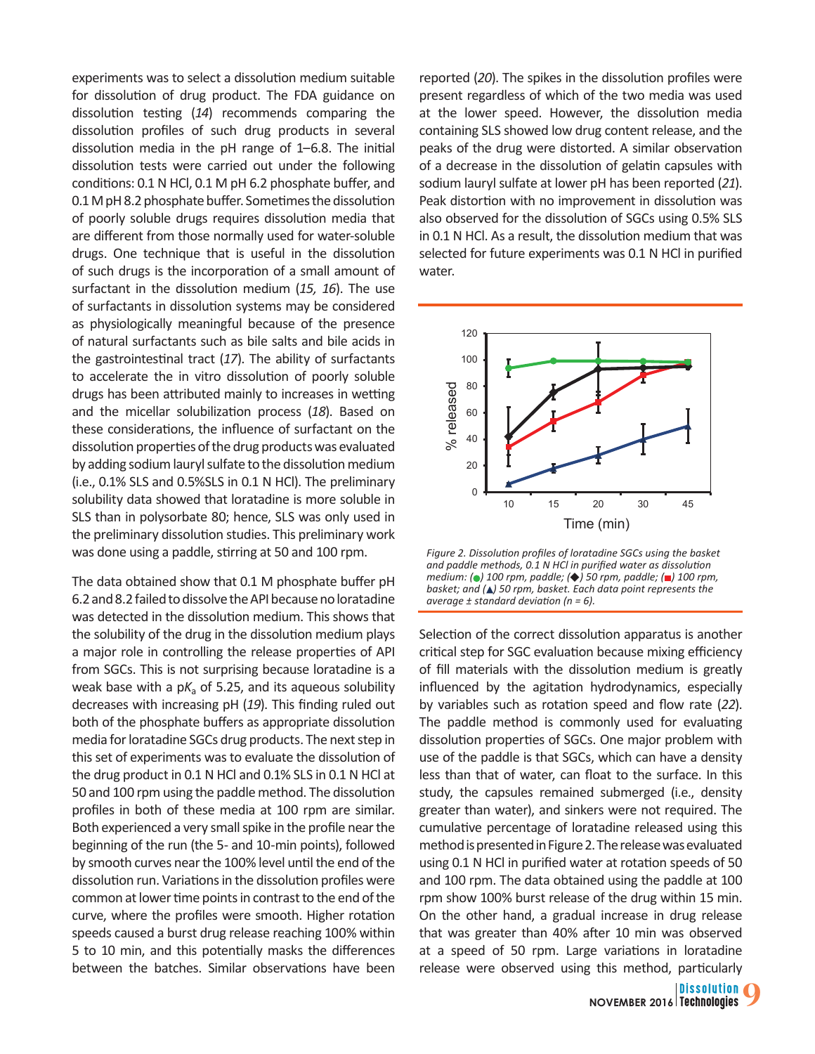experiments was to select a dissolution medium suitable for dissolution of drug product. The FDA guidance on dissolution testing (*14*) recommends comparing the dissolution profiles of such drug products in several dissolution media in the pH range of 1–6.8. The initial dissolution tests were carried out under the following conditions: 0.1 N HCl, 0.1 M pH 6.2 phosphate buffer, and 0.1 M pH 8.2 phosphate buffer. Sometimes the dissolution of poorly soluble drugs requires dissolution media that are different from those normally used for water-soluble drugs. One technique that is useful in the dissolution of such drugs is the incorporation of a small amount of surfactant in the dissolution medium (*15, 16*). The use of surfactants in dissolution systems may be considered as physiologically meaningful because of the presence of natural surfactants such as bile salts and bile acids in the gastrointestinal tract (*17*). The ability of surfactants to accelerate the in vitro dissolution of poorly soluble drugs has been attributed mainly to increases in wetting and the micellar solubilization process (*18*). Based on these considerations, the influence of surfactant on the dissolution properties of the drug products was evaluated by adding sodium lauryl sulfate to the dissolution medium (i.e., 0.1% SLS and 0.5%SLS in 0.1 N HCl). The preliminary solubility data showed that loratadine is more soluble in SLS than in polysorbate 80; hence, SLS was only used in the preliminary dissolution studies. This preliminary work was done using a paddle, stirring at 50 and 100 rpm.

The data obtained show that 0.1 M phosphate buffer pH 6.2 and 8.2 failed to dissolve the API because no loratadine was detected in the dissolution medium. This shows that the solubility of the drug in the dissolution medium plays a major role in controlling the release properties of API from SGCs. This is not surprising because loratadine is a weak base with a p$K_a$ of 5.25, and its aqueous solubility decreases with increasing pH (*19*). This finding ruled out both of the phosphate buffers as appropriate dissolution media for loratadine SGCs drug products. The next step in this set of experiments was to evaluate the dissolution of the drug product in 0.1 N HCl and 0.1% SLS in 0.1 N HCl at 50 and 100 rpm using the paddle method. The dissolution profiles in both of these media at 100 rpm are similar. Both experienced a very small spike in the profile near the beginning of the run (the 5- and 10-min points), followed by smooth curves near the 100% level until the end of the dissolution run. Variations in the dissolution profiles were common at lower time points in contrast to the end of the curve, where the profiles were smooth. Higher rotation speeds caused a burst drug release reaching 100% within 5 to 10 min, and this potentially masks the differences between the batches. Similar observations have been reported (*20*). The spikes in the dissolution profiles were present regardless of which of the two media was used at the lower speed. However, the dissolution media containing SLS showed low drug content release, and the peaks of the drug were distorted. A similar observation of a decrease in the dissolution of gelatin capsules with sodium lauryl sulfate at lower pH has been reported (*21*). Peak distortion with no improvement in dissolution was also observed for the dissolution of SGCs using 0.5% SLS in 0.1 N HCl. As a result, the dissolution medium that was selected for future experiments was 0.1 N HCl in purified water.

*Figure 2. Dissolution profiles of loratadine SGCs using the basket and paddle methods, 0.1 N HCl in purified water as dissolution medium: (●) 100 rpm, paddle; (◆) 50 rpm, paddle; (■) 100 rpm, basket; and (▲) 50 rpm, basket. Each data point represents the average ± standard deviation (n = 6).*

Selection of the correct dissolution apparatus is another critical step for SGC evaluation because mixing efficiency of fill materials with the dissolution medium is greatly influenced by the agitation hydrodynamics, especially by variables such as rotation speed and flow rate (*22*). The paddle method is commonly used for evaluating dissolution properties of SGCs. One major problem with use of the paddle is that SGCs, which can have a density less than that of water, can float to the surface. In this study, the capsules remained submerged (i.e., density greater than water), and sinkers were not required. The cumulative percentage of loratadine released using this method is presented in Figure 2. The release was evaluated using 0.1 N HCl in purified water at rotation speeds of 50 and 100 rpm. The data obtained using the paddle at 100 rpm show 100% burst release of the drug within 15 min. On the other hand, a gradual increase in drug release that was greater than 40% after 10 min was observed at a speed of 50 rpm. Large variations in loratadine release were observed using this method, particularly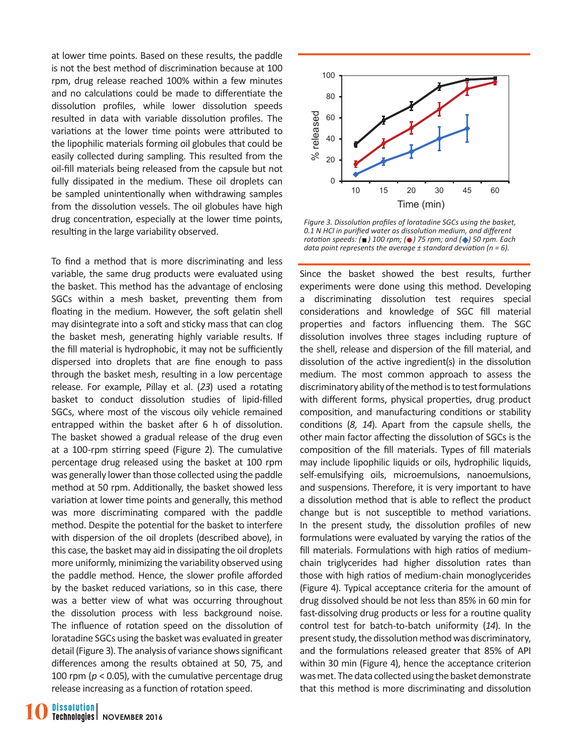at lower time points. Based on these results, the paddle is not the best method of discrimination because at 100 rpm, drug release reached 100% within a few minutes and no calculations could be made to differentiate the dissolution profiles, while lower dissolution speeds resulted in data with variable dissolution profiles. The variations at the lower time points were attributed to the lipophilic materials forming oil globules that could be easily collected during sampling. This resulted from the oil-fill materials being released from the capsule but not fully dissipated in the medium. These oil droplets can be sampled unintentionally when withdrawing samples from the dissolution vessels. The oil globules have high drug concentration, especially at the lower time points, resulting in the large variability observed.

To find a method that is more discriminating and less variable, the same drug products were evaluated using the basket. This method has the advantage of enclosing SGCs within a mesh basket, preventing them from floating in the medium. However, the soft gelatin shell may disintegrate into a soft and sticky mass that can clog the basket mesh, generating highly variable results. If the fill material is hydrophobic, it may not be sufficiently dispersed into droplets that are fine enough to pass through the basket mesh, resulting in a low percentage release. For example, Pillay et al. (*23*) used a rotating basket to conduct dissolution studies of lipid-filled SGCs, where most of the viscous oily vehicle remained entrapped within the basket after 6 h of dissolution. The basket showed a gradual release of the drug even at a 100-rpm stirring speed (Figure 2). The cumulative percentage drug released using the basket at 100 rpm was generally lower than those collected using the paddle method at 50 rpm. Additionally, the basket showed less variation at lower time points and generally, this method was more discriminating compared with the paddle method. Despite the potential for the basket to interfere with dispersion of the oil droplets (described above), in this case, the basket may aid in dissipating the oil droplets more uniformly, minimizing the variability observed using the paddle method. Hence, the slower profile afforded by the basket reduced variations, so in this case, there was a better view of what was occurring throughout the dissolution process with less background noise. The influence of rotation speed on the dissolution of loratadine SGCs using the basket was evaluated in greater detail (Figure 3). The analysis of variance shows significant differences among the results obtained at 50, 75, and 100 rpm ($p < 0.05$), with the cumulative percentage drug release increasing as a function of rotation speed.

*Figure 3. Dissolution profiles of loratadine SGCs using the basket, 0.1 N HCl in purified water as dissolution medium, and different rotation speeds: (■) 100 rpm; (●) 75 rpm; and (◆) 50 rpm. Each data point represents the average ± standard deviation (n = 6).*

Since the basket showed the best results, further experiments were done using this method. Developing a discriminating dissolution test requires special considerations and knowledge of SGC fill material properties and factors influencing them. The SGC dissolution involves three stages including rupture of the shell, release and dispersion of the fill material, and dissolution of the active ingredient(s) in the dissolution medium. The most common approach to assess the discriminatory ability of the method is to test formulations with different forms, physical properties, drug product composition, and manufacturing conditions or stability conditions (*8, 14*). Apart from the capsule shells, the other main factor affecting the dissolution of SGCs is the composition of the fill materials. Types of fill materials may include lipophilic liquids or oils, hydrophilic liquids, self-emulsifying oils, microemulsions, nanoemulsions, and suspensions. Therefore, it is very important to have a dissolution method that is able to reflect the product change but is not susceptible to method variations. In the present study, the dissolution profiles of new formulations were evaluated by varying the ratios of the fill materials. Formulations with high ratios of medium-chain triglycerides had higher dissolution rates than those with high ratios of medium-chain monoglycerides (Figure 4). Typical acceptance criteria for the amount of drug dissolved should be not less than 85% in 60 min for fast-dissolving drug products or less for a routine quality control test for batch-to-batch uniformity (*14*). In the present study, the dissolution method was discriminatory, and the formulations released greater that 85% of API within 30 min (Figure 4), hence the acceptance criterion was met. The data collected using the basket demonstrate that this method is more discriminating and dissolution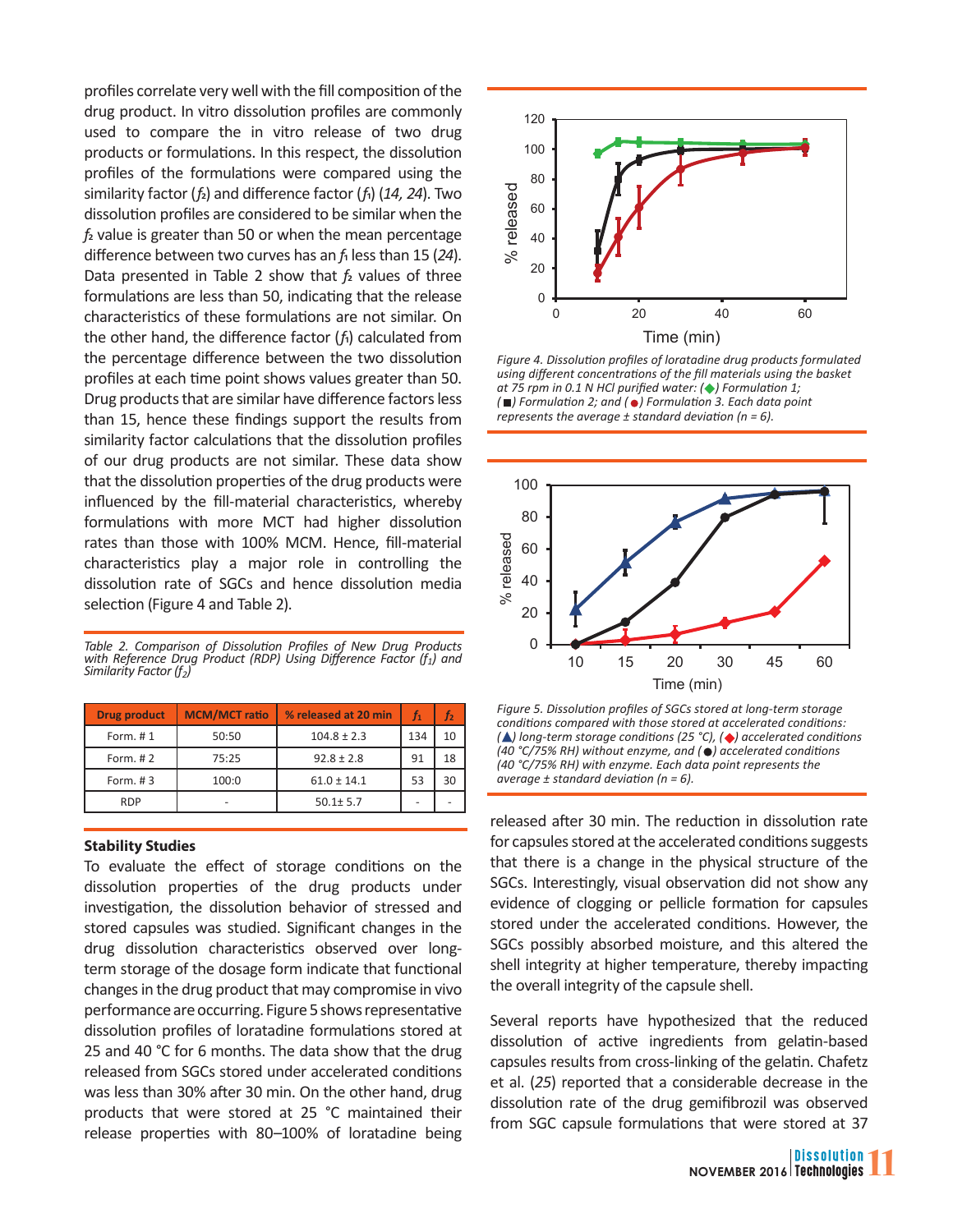profiles correlate very well with the fill composition of the drug product. In vitro dissolution profiles are commonly used to compare the in vitro release of two drug products or formulations. In this respect, the dissolution profiles of the formulations were compared using the similarity factor ($f_2$) and difference factor ($f_1$) (*14, 24*). Two dissolution profiles are considered to be similar when the $f_2$ value is greater than 50 or when the mean percentage difference between two curves has an $f_1$ less than 15 (*24*). Data presented in Table 2 show that $f_2$ values of three formulations are less than 50, indicating that the release characteristics of these formulations are not similar. On the other hand, the difference factor ($f_1$) calculated from the percentage difference between the two dissolution profiles at each time point shows values greater than 50. Drug products that are similar have difference factors less than 15, hence these findings support the results from similarity factor calculations that the dissolution profiles of our drug products are not similar. These data show that the dissolution properties of the drug products were influenced by the fill-material characteristics, whereby formulations with more MCT had higher dissolution rates than those with 100% MCM. Hence, fill-material characteristics play a major role in controlling the dissolution rate of SGCs and hence dissolution media selection (Figure 4 and Table 2).

*Table 2. Comparison of Dissolution Profiles of New Drug Products with Reference Drug Product (RDP) Using Difference Factor ($f_1$) and Similarity Factor ($f_2$)*

| Drug product | MCM/MCT ratio | % released at 20 min | $f_1$ | $f_2$ |
|---|---|---|---|---|
| Form. # 1 | 50:50 | 104.8 ± 2.3 | 134 | 10 |
| Form. # 2 | 75:25 | 92.8 ± 2.8 | 91 | 18 |
| Form. # 3 | 100:0 | 61.0 ± 14.1 | 53 | 30 |
| RDP | - | 50.1± 5.7 | - | - |

*Figure 4. Dissolution profiles of loratadine drug products formulated using different concentrations of the fill materials using the basket at 75 rpm in 0.1 N HCl purified water: (◆) Formulation 1; (■) Formulation 2; and (●) Formulation 3. Each data point represents the average ± standard deviation (n = 6).*

*Figure 5. Dissolution profiles of SGCs stored at long-term storage conditions compared with those stored at accelerated conditions: (▲) long-term storage conditions (25 °C), (◆) accelerated conditions (40 °C/75% RH) without enzyme, and (●) accelerated conditions (40 °C/75% RH) with enzyme. Each data point represents the average ± standard deviation (n = 6).*

### Stability Studies

To evaluate the effect of storage conditions on the dissolution properties of the drug products under investigation, the dissolution behavior of stressed and stored capsules was studied. Significant changes in the drug dissolution characteristics observed over long-term storage of the dosage form indicate that functional changes in the drug product that may compromise in vivo performance are occurring. Figure 5 shows representative dissolution profiles of loratadine formulations stored at 25 and 40 °C for 6 months. The data show that the drug released from SGCs stored under accelerated conditions was less than 30% after 30 min. On the other hand, drug products that were stored at 25 °C maintained their release properties with 80–100% of loratadine being released after 30 min. The reduction in dissolution rate for capsules stored at the accelerated conditions suggests that there is a change in the physical structure of the SGCs. Interestingly, visual observation did not show any evidence of clogging or pellicle formation for capsules stored under the accelerated conditions. However, the SGCs possibly absorbed moisture, and this altered the shell integrity at higher temperature, thereby impacting the overall integrity of the capsule shell.

Several reports have hypothesized that the reduced dissolution of active ingredients from gelatin-based capsules results from cross-linking of the gelatin. Chafetz et al. (*25*) reported that a considerable decrease in the dissolution rate of the drug gemifibrozil was observed from SGC capsule formulations that were stored at 37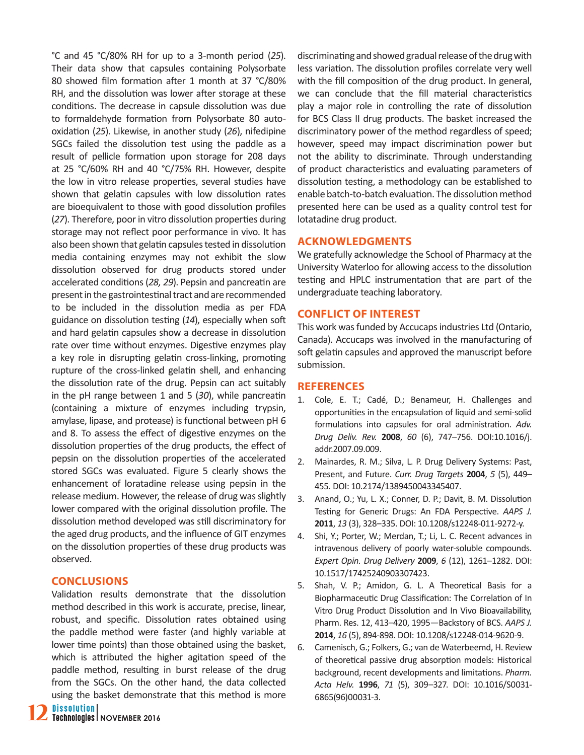°C and 45 °C/80% RH for up to a 3-month period (*25*). Their data show that capsules containing Polysorbate 80 showed film formation after 1 month at 37 °C/80% RH, and the dissolution was lower after storage at these conditions. The decrease in capsule dissolution was due to formaldehyde formation from Polysorbate 80 autooxidation (*25*). Likewise, in another study (*26*), nifedipine SGCs failed the dissolution test using the paddle as a result of pellicle formation upon storage for 208 days at 25 °C/60% RH and 40 °C/75% RH. However, despite the low in vitro release properties, several studies have shown that gelatin capsules with low dissolution rates are bioequivalent to those with good dissolution profiles (*27*). Therefore, poor in vitro dissolution properties during storage may not reflect poor performance in vivo. It has also been shown that gelatin capsules tested in dissolution media containing enzymes may not exhibit the slow dissolution observed for drug products stored under accelerated conditions (*28, 29*). Pepsin and pancreatin are present in the gastrointestinal tract and are recommended to be included in the dissolution media as per FDA guidance on dissolution testing (*14*), especially when soft and hard gelatin capsules show a decrease in dissolution rate over time without enzymes. Digestive enzymes play a key role in disrupting gelatin cross-linking, promoting rupture of the cross-linked gelatin shell, and enhancing the dissolution rate of the drug. Pepsin can act suitably in the pH range between 1 and 5 (*30*), while pancreatin (containing a mixture of enzymes including trypsin, amylase, lipase, and protease) is functional between pH 6 and 8. To assess the effect of digestive enzymes on the dissolution properties of the drug products, the effect of pepsin on the dissolution properties of the accelerated stored SGCs was evaluated. Figure 5 clearly shows the enhancement of loratadine release using pepsin in the release medium. However, the release of drug was slightly lower compared with the original dissolution profile. The dissolution method developed was still discriminatory for the aged drug products, and the influence of GIT enzymes on the dissolution properties of these drug products was observed.

## CONCLUSIONS

Validation results demonstrate that the dissolution method described in this work is accurate, precise, linear, robust, and specific. Dissolution rates obtained using the paddle method were faster (and highly variable at lower time points) than those obtained using the basket, which is attributed the higher agitation speed of the paddle method, resulting in burst release of the drug from the SGCs. On the other hand, the data collected using the basket demonstrate that this method is more discriminating and showed gradual release of the drug with less variation. The dissolution profiles correlate very well with the fill composition of the drug product. In general, we can conclude that the fill material characteristics play a major role in controlling the rate of dissolution for BCS Class II drug products. The basket increased the discriminatory power of the method regardless of speed; however, speed may impact discrimination power but not the ability to discriminate. Through understanding of product characteristics and evaluating parameters of dissolution testing, a methodology can be established to enable batch-to-batch evaluation. The dissolution method presented here can be used as a quality control test for lotatadine drug product.

## ACKNOWLEDGMENTS

We gratefully acknowledge the School of Pharmacy at the University Waterloo for allowing access to the dissolution testing and HPLC instrumentation that are part of the undergraduate teaching laboratory.

## CONFLICT OF INTEREST

This work was funded by Accucaps industries Ltd (Ontario, Canada). Accucaps was involved in the manufacturing of soft gelatin capsules and approved the manuscript before submission.

## REFERENCES

1. Cole, E. T.; Cadé, D.; Benameur, H. Challenges and opportunities in the encapsulation of liquid and semi-solid formulations into capsules for oral administration. *Adv. Drug Deliv. Rev.* **2008**, *60* (6), 747–756. DOI:10.1016/j.addr.2007.09.009.
2. Mainardes, R. M.; Silva, L. P. Drug Delivery Systems: Past, Present, and Future. *Curr. Drug Targets* **2004**, *5* (5), 449–455. DOI: 10.2174/1389450043345407.
3. Anand, O.; Yu, L. X.; Conner, D. P.; Davit, B. M. Dissolution Testing for Generic Drugs: An FDA Perspective. *AAPS J.* **2011**, *13* (3), 328–335. DOI: 10.1208/s12248-011-9272-y.
4. Shi, Y.; Porter, W.; Merdan, T.; Li, L. C. Recent advances in intravenous delivery of poorly water-soluble compounds. *Expert Opin. Drug Delivery* **2009**, *6* (12), 1261–1282. DOI: 10.1517/17425240903307423.
5. Shah, V. P.; Amidon, G. L. A Theoretical Basis for a Biopharmaceutic Drug Classification: The Correlation of In Vitro Drug Product Dissolution and In Vivo Bioavailability, Pharm. Res. 12, 413–420, 1995—Backstory of BCS. *AAPS J.* **2014**, *16* (5), 894-898. DOI: 10.1208/s12248-014-9620-9.
6. Camenisch, G.; Folkers, G.; van de Waterbeemd, H. Review of theoretical passive drug absorption models: Historical background, recent developments and limitations. *Pharm. Acta Helv.* **1996**, *71* (5), 309–327. DOI: 10.1016/S0031-6865(96)00031-3.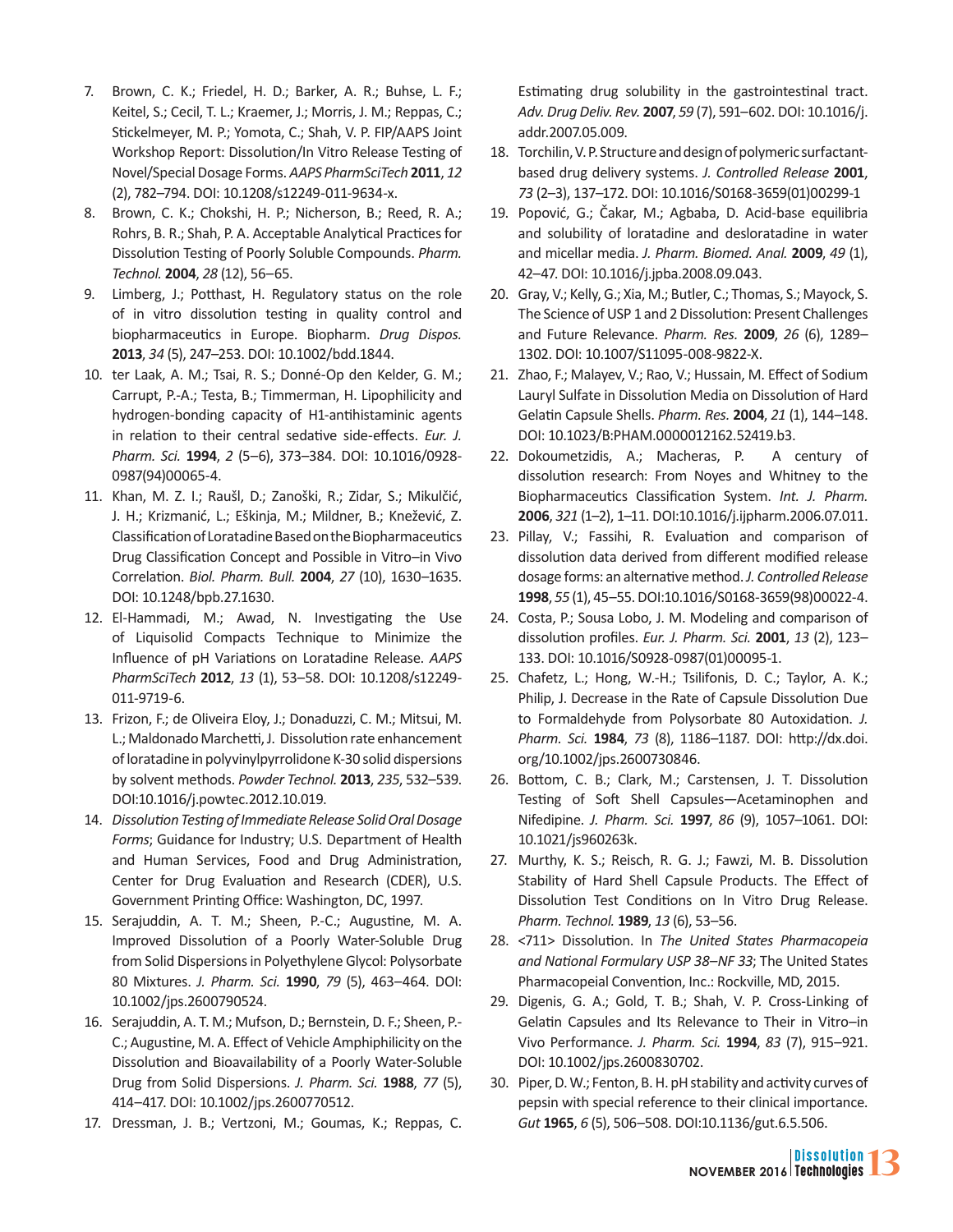7. Brown, C. K.; Friedel, H. D.; Barker, A. R.; Buhse, L. F.; Keitel, S.; Cecil, T. L.; Kraemer, J.; Morris, J. M.; Reppas, C.; Stickelmeyer, M. P.; Yomota, C.; Shah, V. P. FIP/AAPS Joint Workshop Report: Dissolution/In Vitro Release Testing of Novel/Special Dosage Forms. *AAPS PharmSciTech* **2011**, *12* (2), 782–794. DOI: 10.1208/s12249-011-9634-x.
8. Brown, C. K.; Chokshi, H. P.; Nicherson, B.; Reed, R. A.; Rohrs, B. R.; Shah, P. A. Acceptable Analytical Practices for Dissolution Testing of Poorly Soluble Compounds. *Pharm. Technol.* **2004**, *28* (12), 56–65.
9. Limberg, J.; Potthast, H. Regulatory status on the role of in vitro dissolution testing in quality control and biopharmaceutics in Europe. Biopharm. *Drug Dispos.* **2013**, *34* (5), 247–253. DOI: 10.1002/bdd.1844.
10. ter Laak, A. M.; Tsai, R. S.; Donné-Op den Kelder, G. M.; Carrupt, P.-A.; Testa, B.; Timmerman, H. Lipophilicity and hydrogen-bonding capacity of H1-antihistaminic agents in relation to their central sedative side-effects. *Eur. J. Pharm. Sci.* **1994**, *2* (5–6), 373–384. DOI: 10.1016/0928-0987(94)00065-4.
11. Khan, M. Z. I.; Raušl, D.; Zanoški, R.; Zidar, S.; Mikulčić, J. H.; Krizmanić, L.; Eškinja, M.; Mildner, B.; Knežević, Z. Classification of Loratadine Based on the Biopharmaceutics Drug Classification Concept and Possible in Vitro–in Vivo Correlation. *Biol. Pharm. Bull.* **2004**, *27* (10), 1630–1635. DOI: 10.1248/bpb.27.1630.
12. El-Hammadi, M.; Awad, N. Investigating the Use of Liquisolid Compacts Technique to Minimize the Influence of pH Variations on Loratadine Release. *AAPS PharmSciTech* **2012**, *13* (1), 53–58. DOI: 10.1208/s12249-011-9719-6.
13. Frizon, F.; de Oliveira Eloy, J.; Donaduzzi, C. M.; Mitsui, M. L.; Maldonado Marchetti, J. Dissolution rate enhancement of loratadine in polyvinylpyrrolidone K-30 solid dispersions by solvent methods. *Powder Technol.* **2013**, *235*, 532–539. DOI:10.1016/j.powtec.2012.10.019.
14. *Dissolution Testing of Immediate Release Solid Oral Dosage Forms*; Guidance for Industry; U.S. Department of Health and Human Services, Food and Drug Administration, Center for Drug Evaluation and Research (CDER), U.S. Government Printing Office: Washington, DC, 1997.
15. Serajuddin, A. T. M.; Sheen, P.-C.; Augustine, M. A. Improved Dissolution of a Poorly Water-Soluble Drug from Solid Dispersions in Polyethylene Glycol: Polysorbate 80 Mixtures. *J. Pharm. Sci.* **1990**, *79* (5), 463–464. DOI: 10.1002/jps.2600790524.
16. Serajuddin, A. T. M.; Mufson, D.; Bernstein, D. F.; Sheen, P.-C.; Augustine, M. A. Effect of Vehicle Amphiphilicity on the Dissolution and Bioavailability of a Poorly Water-Soluble Drug from Solid Dispersions. *J. Pharm. Sci.* **1988**, *77* (5), 414–417. DOI: 10.1002/jps.2600770512.
17. Dressman, J. B.; Vertzoni, M.; Goumas, K.; Reppas, C. Estimating drug solubility in the gastrointestinal tract. *Adv. Drug Deliv. Rev.* **2007**, *59* (7), 591–602. DOI: 10.1016/j.addr.2007.05.009.
18. Torchilin, V. P. Structure and design of polymeric surfactant-based drug delivery systems. *J. Controlled Release* **2001**, *73* (2–3), 137–172. DOI: 10.1016/S0168-3659(01)00299-1
19. Popović, G.; Čakar, M.; Agbaba, D. Acid-base equilibria and solubility of loratadine and desloratadine in water and micellar media. *J. Pharm. Biomed. Anal.* **2009**, *49* (1), 42–47. DOI: 10.1016/j.jpba.2008.09.043.
20. Gray, V.; Kelly, G.; Xia, M.; Butler, C.; Thomas, S.; Mayock, S. The Science of USP 1 and 2 Dissolution: Present Challenges and Future Relevance. *Pharm. Res.* **2009**, *26* (6), 1289–1302. DOI: 10.1007/S11095-008-9822-X.
21. Zhao, F.; Malayev, V.; Rao, V.; Hussain, M. Effect of Sodium Lauryl Sulfate in Dissolution Media on Dissolution of Hard Gelatin Capsule Shells. *Pharm. Res.* **2004**, *21* (1), 144–148. DOI: 10.1023/B:PHAM.0000012162.52419.b3.
22. Dokoumetzidis, A.; Macheras, P. A century of dissolution research: From Noyes and Whitney to the Biopharmaceutics Classification System. *Int. J. Pharm.* **2006**, *321* (1–2), 1–11. DOI:10.1016/j.ijpharm.2006.07.011.
23. Pillay, V.; Fassihi, R. Evaluation and comparison of dissolution data derived from different modified release dosage forms: an alternative method. *J. Controlled Release* **1998**, *55* (1), 45–55. DOI:10.1016/S0168-3659(98)00022-4.
24. Costa, P.; Sousa Lobo, J. M. Modeling and comparison of dissolution profiles. *Eur. J. Pharm. Sci.* **2001**, *13* (2), 123–133. DOI: 10.1016/S0928-0987(01)00095-1.
25. Chafetz, L.; Hong, W.-H.; Tsilifonis, D. C.; Taylor, A. K.; Philip, J. Decrease in the Rate of Capsule Dissolution Due to Formaldehyde from Polysorbate 80 Autoxidation. *J. Pharm. Sci.* **1984**, *73* (8), 1186–1187. DOI: http://dx.doi.org/10.1002/jps.2600730846.
26. Bottom, C. B.; Clark, M.; Carstensen, J. T. Dissolution Testing of Soft Shell Capsules—Acetaminophen and Nifedipine. *J. Pharm. Sci.* **1997**, *86* (9), 1057–1061. DOI: 10.1021/js960263k.
27. Murthy, K. S.; Reisch, R. G. J.; Fawzi, M. B. Dissolution Stability of Hard Shell Capsule Products. The Effect of Dissolution Test Conditions on In Vitro Drug Release. *Pharm. Technol.* **1989**, *13* (6), 53–56.
28. <711> Dissolution. In *The United States Pharmacopeia and National Formulary USP 38–NF 33*; The United States Pharmacopeial Convention, Inc.: Rockville, MD, 2015.
29. Digenis, G. A.; Gold, T. B.; Shah, V. P. Cross-Linking of Gelatin Capsules and Its Relevance to Their in Vitro–in Vivo Performance. *J. Pharm. Sci.* **1994**, *83* (7), 915–921. DOI: 10.1002/jps.2600830702.
30. Piper, D. W.; Fenton, B. H. pH stability and activity curves of pepsin with special reference to their clinical importance. *Gut* **1965**, *6* (5), 506–508. DOI:10.1136/gut.6.5.506.